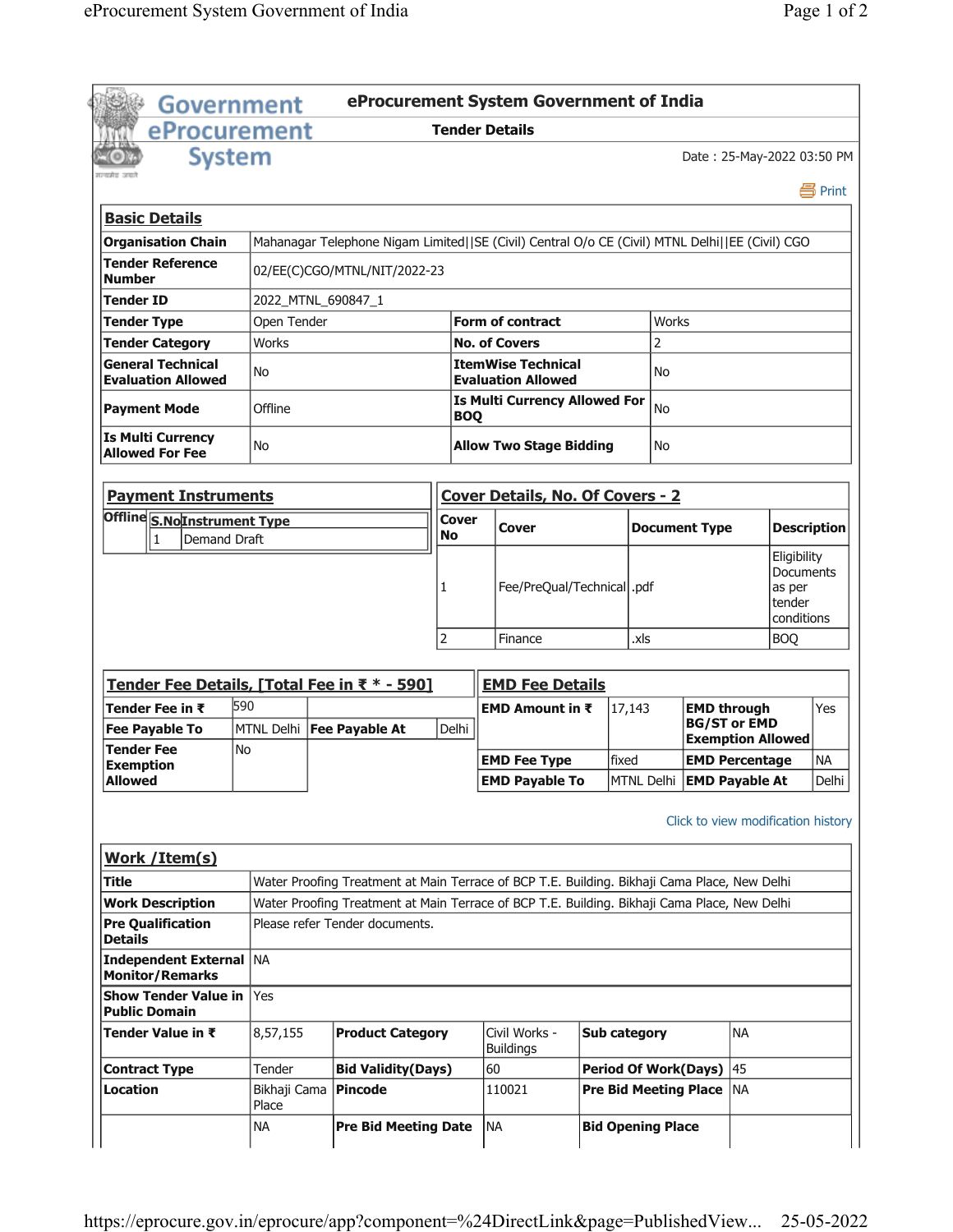# eProcurement System Government of India

## Tender Details

Date : 25-May-2022 03:50 PM

Print

### Basic Details

| | | | |
|---|---|---|---|
| **Organisation Chain** | Mahanagar Telephone Nigam Limited\|\|SE (Civil) Central O/o CE (Civil) MTNL Delhi\|\|EE (Civil) CGO | | |
| **Tender Reference Number** | 02/EE(C)CGO/MTNL/NIT/2022-23 | | |
| **Tender ID** | 2022_MTNL_690847_1 | | |
| **Tender Type** | Open Tender | **Form of contract** | Works |
| **Tender Category** | Works | **No. of Covers** | 2 |
| **General Technical Evaluation Allowed** | No | **ItemWise Technical Evaluation Allowed** | No |
| **Payment Mode** | Offline | **Is Multi Currency Allowed For BOQ** | No |
| **Is Multi Currency Allowed For Fee** | No | **Allow Two Stage Bidding** | No |

### Payment Instruments

| | S.No | Instrument Type |
|---|---|---|
| **Offline** | 1 | Demand Draft |

### Cover Details, No. Of Covers - 2

| Cover No | Cover | Document Type | Description |
|---|---|---|---|
| 1 | Fee/PreQual/Technical | .pdf | Eligibility Documents as per tender conditions |
| 2 | Finance | .xls | BOQ |

### Tender Fee Details, [Total Fee in ₹ * - 590]

| | | | |
|---|---|---|---|
| **Tender Fee in ₹** | 590 | | |
| **Fee Payable To** | MTNL Delhi | **Fee Payable At** | Delhi |
| **Tender Fee Exemption Allowed** | No | | |

### EMD Fee Details

| | | | |
|---|---|---|---|
| **EMD Amount in ₹** | 17,143 | **EMD through BG/ST or EMD Exemption Allowed** | Yes |
| **EMD Fee Type** | fixed | **EMD Percentage** | NA |
| **EMD Payable To** | MTNL Delhi | **EMD Payable At** | Delhi |

Click to view modification history

### Work /Item(s)

| | | | | | |
|---|---|---|---|---|---|
| **Title** | Water Proofing Treatment at Main Terrace of BCP T.E. Building. Bikhaji Cama Place, New Delhi | | | | |
| **Work Description** | Water Proofing Treatment at Main Terrace of BCP T.E. Building. Bikhaji Cama Place, New Delhi | | | | |
| **Pre Qualification Details** | Please refer Tender documents. | | | | |
| **Independent External Monitor/Remarks** | NA | | | | |
| **Show Tender Value in Public Domain** | Yes | | | | |
| **Tender Value in ₹** | 8,57,155 | **Product Category** | Civil Works - Buildings | **Sub category** | NA |
| **Contract Type** | Tender | **Bid Validity(Days)** | 60 | **Period Of Work(Days)** | 45 |
| **Location** | Bikhaji Cama Place | **Pincode** | 110021 | **Pre Bid Meeting Place** | NA |
| | NA | **Pre Bid Meeting Date** | NA | **Bid Opening Place** | |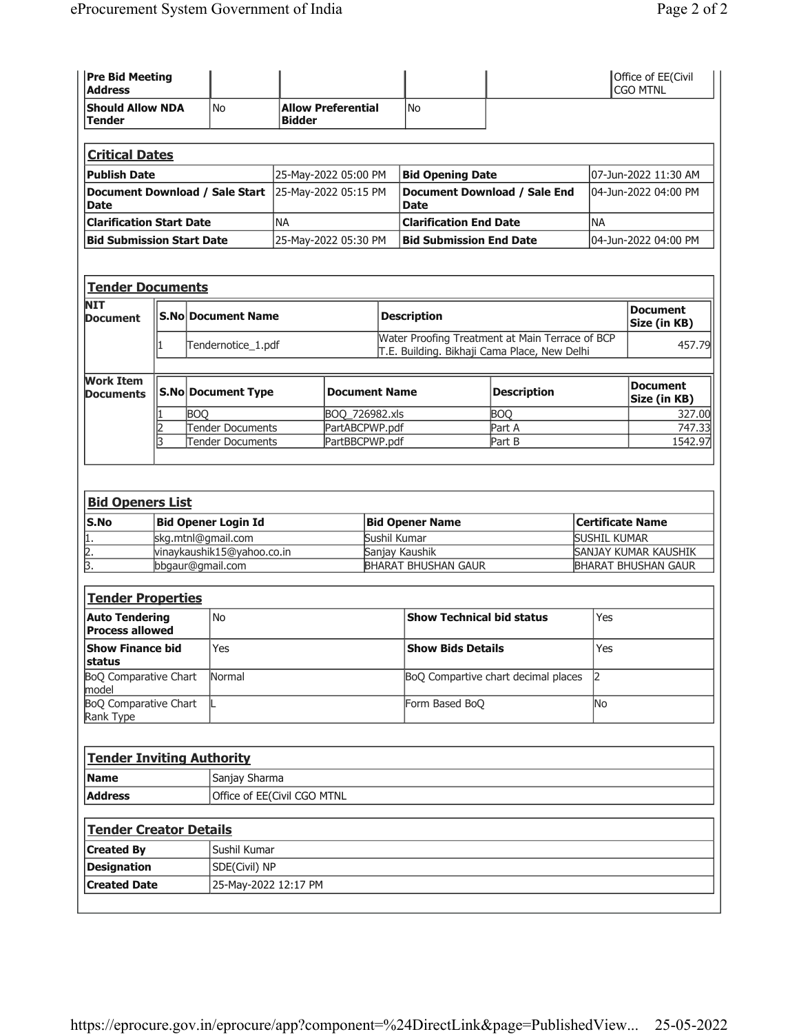| | | | | | |
|---|---|---|---|---|---|
| **Pre Bid Meeting Address** | | | | | Office of EE(Civil CGO MTNL |
| **Should Allow NDA Tender** | No | **Allow Preferential Bidder** | No | | |

## Critical Dates

| | | | |
|---|---|---|---|
| **Publish Date** | 25-May-2022 05:00 PM | **Bid Opening Date** | 07-Jun-2022 11:30 AM |
| **Document Download / Sale Start Date** | 25-May-2022 05:15 PM | **Document Download / Sale End Date** | 04-Jun-2022 04:00 PM |
| **Clarification Start Date** | NA | **Clarification End Date** | NA |
| **Bid Submission Start Date** | 25-May-2022 05:30 PM | **Bid Submission End Date** | 04-Jun-2022 04:00 PM |

## Tender Documents

**NIT Document**

| S.No | Document Name | Description | Document Size (in KB) |
|---|---|---|---|
| 1 | Tendernotice_1.pdf | Water Proofing Treatment at Main Terrace of BCP T.E. Building. Bikhaji Cama Place, New Delhi | 457.79 |

**Work Item Documents**

| S.No | Document Type | Document Name | Description | Document Size (in KB) |
|---|---|---|---|---|
| 1 | BOQ | BOQ_726982.xls | BOQ | 327.00 |
| 2 | Tender Documents | PartABCPWP.pdf | Part A | 747.33 |
| 3 | Tender Documents | PartBBCPWP.pdf | Part B | 1542.97 |

## Bid Openers List

| S.No | Bid Opener Login Id | Bid Opener Name | Certificate Name |
|---|---|---|---|
| 1. | skg.mtnl@gmail.com | Sushil Kumar | SUSHIL KUMAR |
| 2. | vinaykaushik15@yahoo.co.in | Sanjay Kaushik | SANJAY KUMAR KAUSHIK |
| 3. | bbgaur@gmail.com | BHARAT BHUSHAN GAUR | BHARAT BHUSHAN GAUR |

## Tender Properties

| | | | |
|---|---|---|---|
| **Auto Tendering Process allowed** | No | **Show Technical bid status** | Yes |
| **Show Finance bid status** | Yes | **Show Bids Details** | Yes |
| BoQ Comparative Chart model | Normal | BoQ Compartive chart decimal places | 2 |
| BoQ Comparative Chart Rank Type | L | Form Based BoQ | No |

## Tender Inviting Authority

| | |
|---|---|
| **Name** | Sanjay Sharma |
| **Address** | Office of EE(Civil CGO MTNL |

## Tender Creator Details

| | |
|---|---|
| **Created By** | Sushil Kumar |
| **Designation** | SDE(Civil) NP |
| **Created Date** | 25-May-2022 12:17 PM |